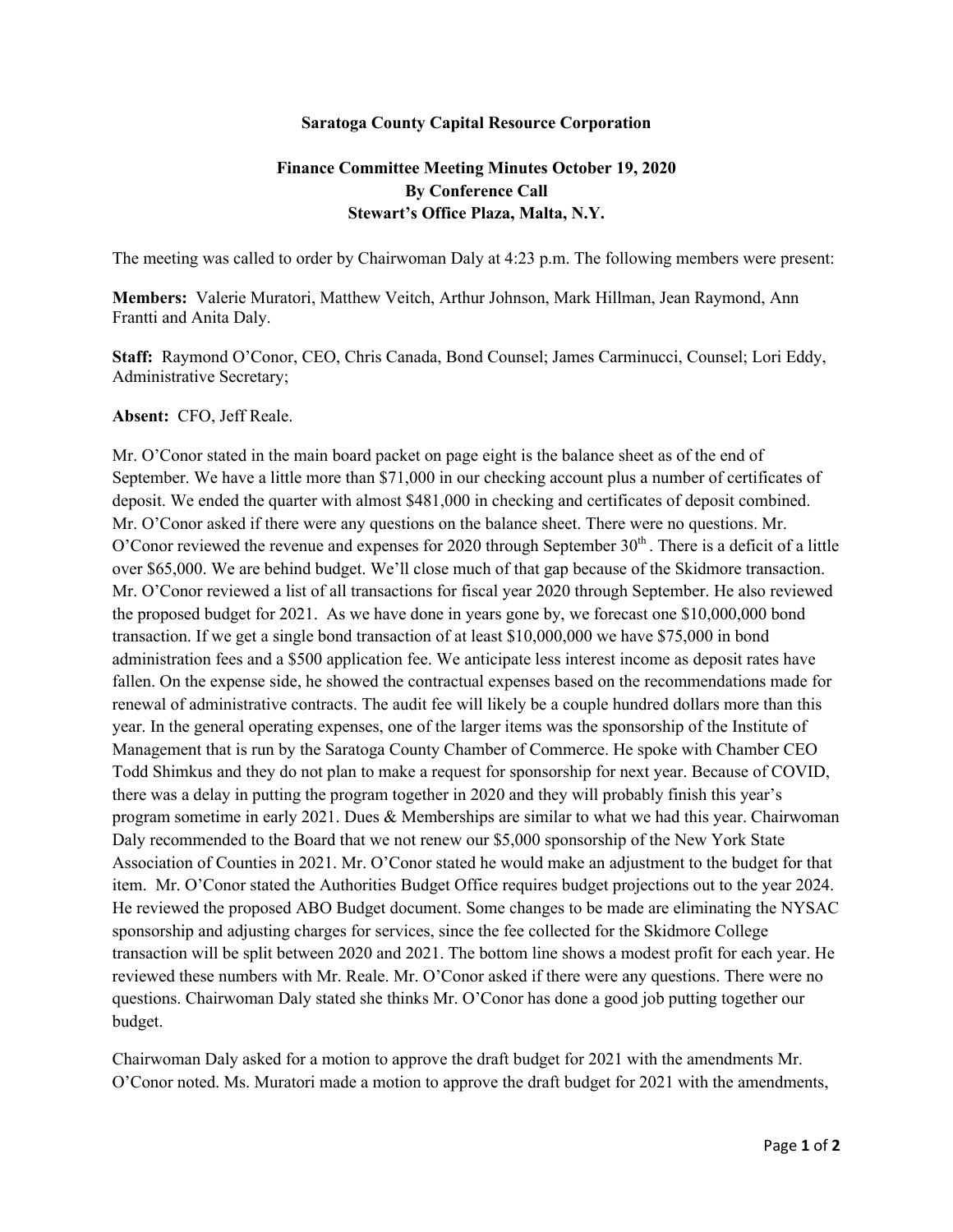**Saratoga County Capital Resource Corporation**

**Finance Committee Meeting Minutes October 19, 2020**
**By Conference Call**
**Stewart's Office Plaza, Malta, N.Y.**

The meeting was called to order by Chairwoman Daly at 4:23 p.m. The following members were present:

**Members:** Valerie Muratori, Matthew Veitch, Arthur Johnson, Mark Hillman, Jean Raymond, Ann Frantti and Anita Daly.

**Staff:** Raymond O'Conor, CEO, Chris Canada, Bond Counsel; James Carminucci, Counsel; Lori Eddy, Administrative Secretary;

**Absent:** CFO, Jeff Reale.

Mr. O'Conor stated in the main board packet on page eight is the balance sheet as of the end of September. We have a little more than $71,000 in our checking account plus a number of certificates of deposit. We ended the quarter with almost $481,000 in checking and certificates of deposit combined. Mr. O'Conor asked if there were any questions on the balance sheet. There were no questions. Mr. O'Conor reviewed the revenue and expenses for 2020 through September 30th. There is a deficit of a little over $65,000. We are behind budget. We'll close much of that gap because of the Skidmore transaction. Mr. O'Conor reviewed a list of all transactions for fiscal year 2020 through September. He also reviewed the proposed budget for 2021. As we have done in years gone by, we forecast one $10,000,000 bond transaction. If we get a single bond transaction of at least $10,000,000 we have $75,000 in bond administration fees and a $500 application fee. We anticipate less interest income as deposit rates have fallen. On the expense side, he showed the contractual expenses based on the recommendations made for renewal of administrative contracts. The audit fee will likely be a couple hundred dollars more than this year. In the general operating expenses, one of the larger items was the sponsorship of the Institute of Management that is run by the Saratoga County Chamber of Commerce. He spoke with Chamber CEO Todd Shimkus and they do not plan to make a request for sponsorship for next year. Because of COVID, there was a delay in putting the program together in 2020 and they will probably finish this year's program sometime in early 2021. Dues & Memberships are similar to what we had this year. Chairwoman Daly recommended to the Board that we not renew our $5,000 sponsorship of the New York State Association of Counties in 2021. Mr. O'Conor stated he would make an adjustment to the budget for that item. Mr. O'Conor stated the Authorities Budget Office requires budget projections out to the year 2024. He reviewed the proposed ABO Budget document. Some changes to be made are eliminating the NYSAC sponsorship and adjusting charges for services, since the fee collected for the Skidmore College transaction will be split between 2020 and 2021. The bottom line shows a modest profit for each year. He reviewed these numbers with Mr. Reale. Mr. O'Conor asked if there were any questions. There were no questions. Chairwoman Daly stated she thinks Mr. O'Conor has done a good job putting together our budget.

Chairwoman Daly asked for a motion to approve the draft budget for 2021 with the amendments Mr. O'Conor noted. Ms. Muratori made a motion to approve the draft budget for 2021 with the amendments,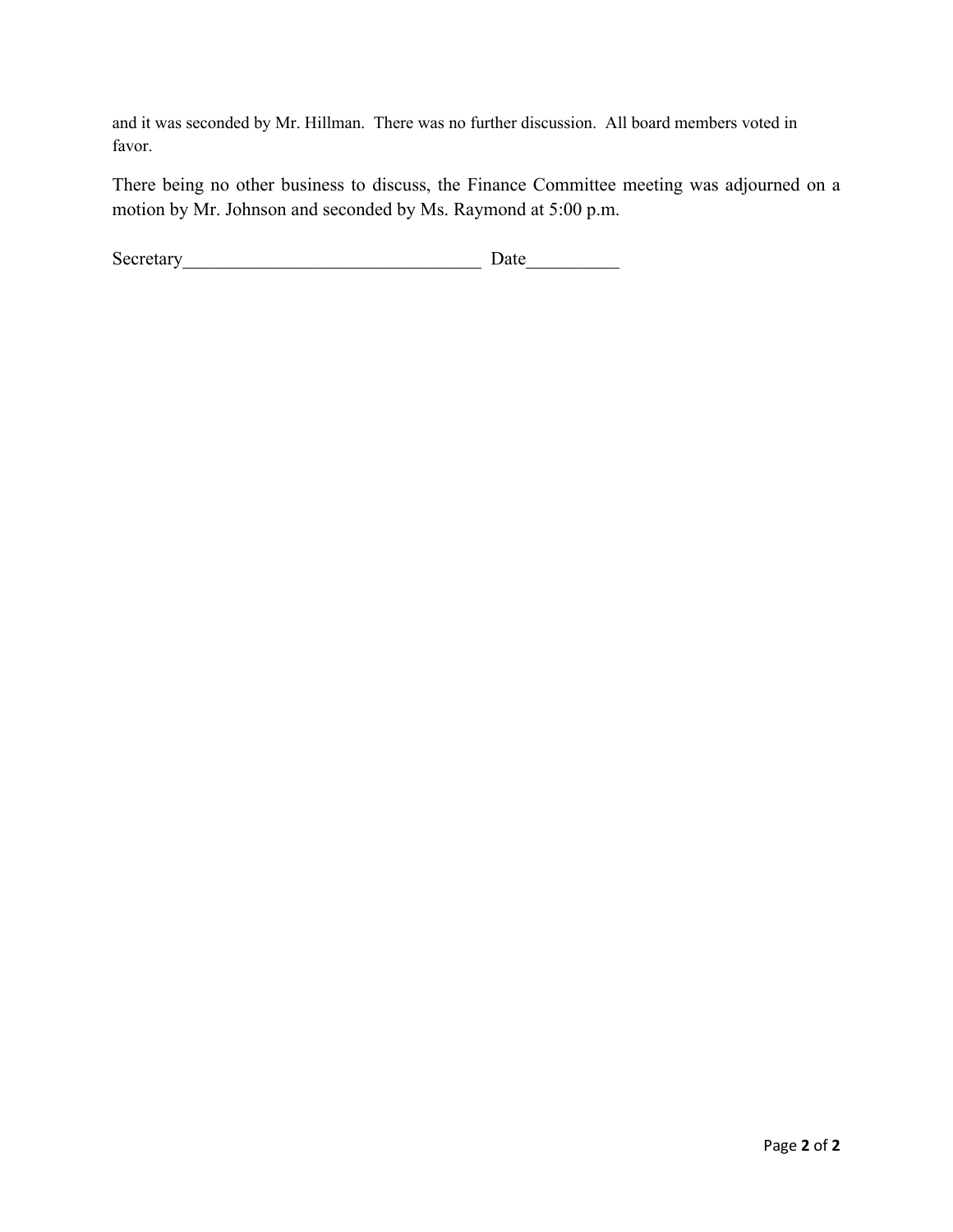and it was seconded by Mr. Hillman. There was no further discussion. All board members voted in favor.

There being no other business to discuss, the Finance Committee meeting was adjourned on a motion by Mr. Johnson and seconded by Ms. Raymond at 5:00 p.m.

Secretary_________________________________ Date__________